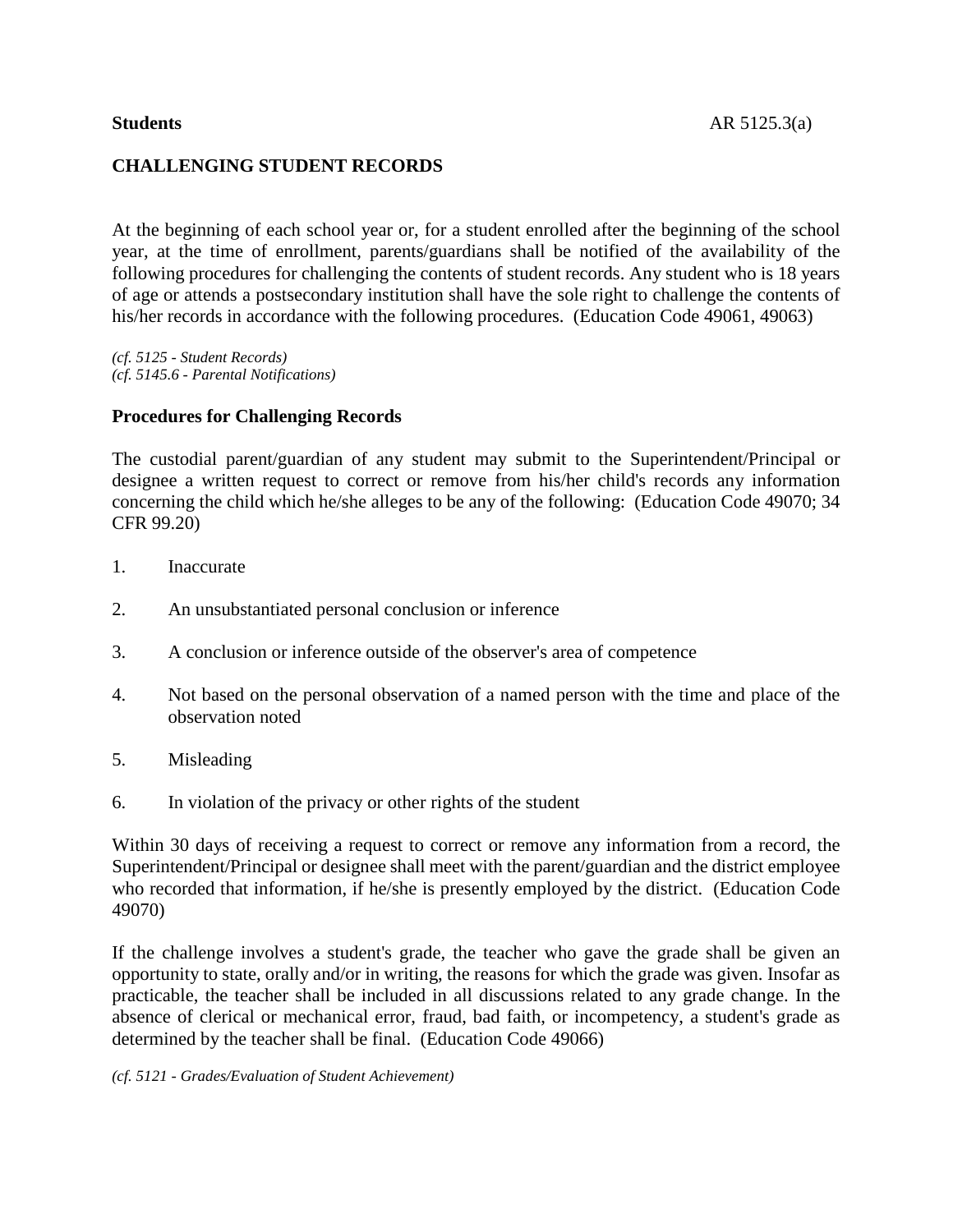**Students** AR 5125.3(a)

# CHALLENGING STUDENT RECORDS

At the beginning of each school year or, for a student enrolled after the beginning of the school year, at the time of enrollment, parents/guardians shall be notified of the availability of the following procedures for challenging the contents of student records. Any student who is 18 years of age or attends a postsecondary institution shall have the sole right to challenge the contents of his/her records in accordance with the following procedures. (Education Code 49061, 49063)

*(cf. 5125 - Student Records)*
*(cf. 5145.6 - Parental Notifications)*

## Procedures for Challenging Records

The custodial parent/guardian of any student may submit to the Superintendent/Principal or designee a written request to correct or remove from his/her child's records any information concerning the child which he/she alleges to be any of the following: (Education Code 49070; 34 CFR 99.20)

1. Inaccurate

2. An unsubstantiated personal conclusion or inference

3. A conclusion or inference outside of the observer's area of competence

4. Not based on the personal observation of a named person with the time and place of the observation noted

5. Misleading

6. In violation of the privacy or other rights of the student

Within 30 days of receiving a request to correct or remove any information from a record, the Superintendent/Principal or designee shall meet with the parent/guardian and the district employee who recorded that information, if he/she is presently employed by the district. (Education Code 49070)

If the challenge involves a student's grade, the teacher who gave the grade shall be given an opportunity to state, orally and/or in writing, the reasons for which the grade was given. Insofar as practicable, the teacher shall be included in all discussions related to any grade change. In the absence of clerical or mechanical error, fraud, bad faith, or incompetency, a student's grade as determined by the teacher shall be final. (Education Code 49066)

*(cf. 5121 - Grades/Evaluation of Student Achievement)*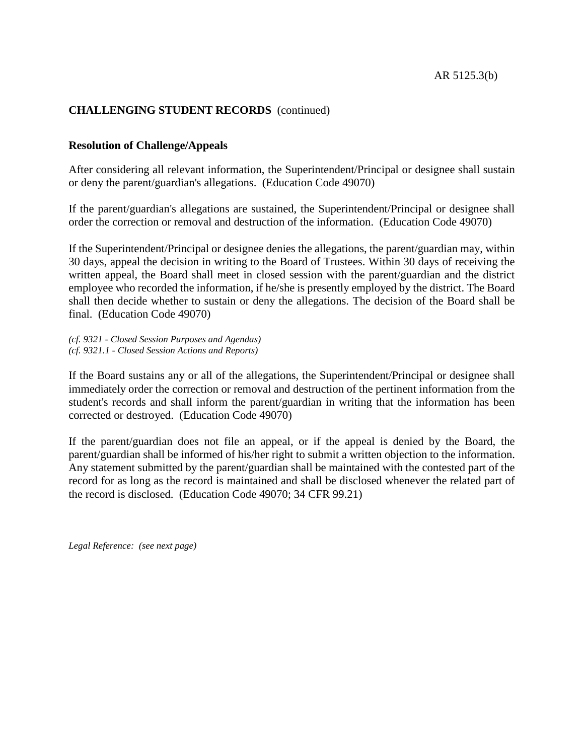**CHALLENGING STUDENT RECORDS** (continued)

**Resolution of Challenge/Appeals**

After considering all relevant information, the Superintendent/Principal or designee shall sustain or deny the parent/guardian's allegations. (Education Code 49070)

If the parent/guardian's allegations are sustained, the Superintendent/Principal or designee shall order the correction or removal and destruction of the information. (Education Code 49070)

If the Superintendent/Principal or designee denies the allegations, the parent/guardian may, within 30 days, appeal the decision in writing to the Board of Trustees. Within 30 days of receiving the written appeal, the Board shall meet in closed session with the parent/guardian and the district employee who recorded the information, if he/she is presently employed by the district. The Board shall then decide whether to sustain or deny the allegations. The decision of the Board shall be final. (Education Code 49070)

*(cf. 9321 - Closed Session Purposes and Agendas)*
*(cf. 9321.1 - Closed Session Actions and Reports)*

If the Board sustains any or all of the allegations, the Superintendent/Principal or designee shall immediately order the correction or removal and destruction of the pertinent information from the student's records and shall inform the parent/guardian in writing that the information has been corrected or destroyed. (Education Code 49070)

If the parent/guardian does not file an appeal, or if the appeal is denied by the Board, the parent/guardian shall be informed of his/her right to submit a written objection to the information. Any statement submitted by the parent/guardian shall be maintained with the contested part of the record for as long as the record is maintained and shall be disclosed whenever the related part of the record is disclosed. (Education Code 49070; 34 CFR 99.21)

*Legal Reference: (see next page)*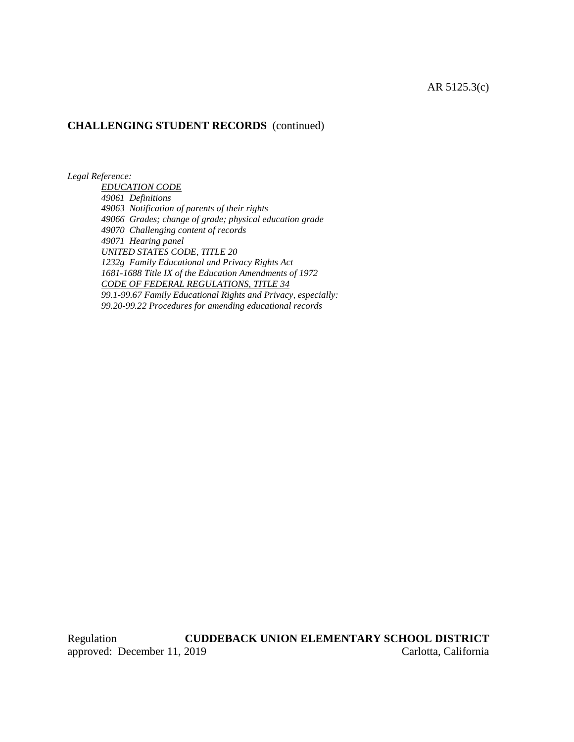## CHALLENGING STUDENT RECORDS (continued)

*Legal Reference:*

*EDUCATION CODE*
*49061 Definitions*
*49063 Notification of parents of their rights*
*49066 Grades; change of grade; physical education grade*
*49070 Challenging content of records*
*49071 Hearing panel*
*UNITED STATES CODE, TITLE 20*
*1232g Family Educational and Privacy Rights Act*
*1681-1688 Title IX of the Education Amendments of 1972*
*CODE OF FEDERAL REGULATIONS, TITLE 34*
*99.1-99.67 Family Educational Rights and Privacy, especially:*
*99.20-99.22 Procedures for amending educational records*

Regulation approved: December 11, 2019

**CUDDEBACK UNION ELEMENTARY SCHOOL DISTRICT**
Carlotta, California